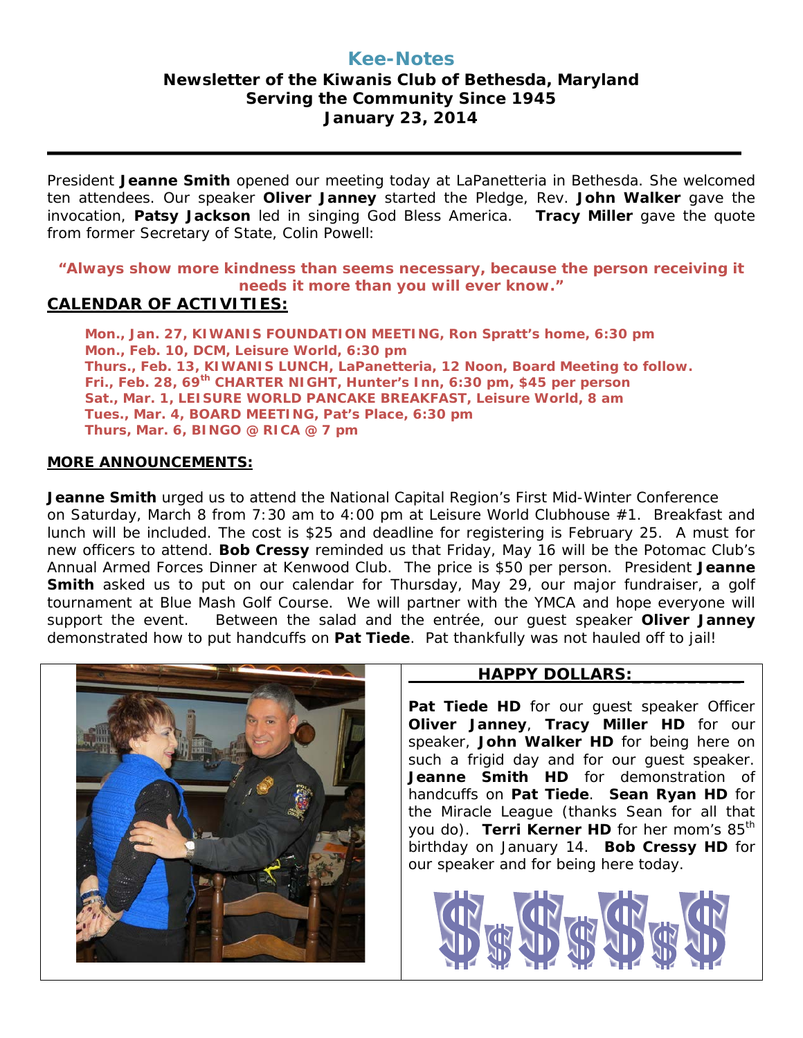# Kee-Notes

**Newsletter of the Kiwanis Club of Bethesda, Maryland**
**Serving the Community Since 1945**
**January 23, 2014**

---

President **Jeanne Smith** opened our meeting today at LaPanetteria in Bethesda. She welcomed ten attendees. Our speaker **Oliver Janney** started the Pledge, Rev. **John Walker** gave the invocation, **Patsy Jackson** led in singing God Bless America. **Tracy Miller** gave the quote from former Secretary of State, Colin Powell:

**"Always show more kindness than seems necessary, because the person receiving it needs it more than you will ever know."**

## CALENDAR OF ACTIVITIES:

**Mon., Jan. 27, KIWANIS FOUNDATION MEETING, Ron Spratt's home, 6:30 pm**
**Mon., Feb. 10, DCM, Leisure World, 6:30 pm**
**Thurs., Feb. 13, KIWANIS LUNCH, LaPanetteria, 12 Noon, Board Meeting to follow.**
**Fri., Feb. 28, 69th CHARTER NIGHT, Hunter's Inn, 6:30 pm, $45 per person**
**Sat., Mar. 1, LEISURE WORLD PANCAKE BREAKFAST, Leisure World, 8 am**
**Tues., Mar. 4, BOARD MEETING, Pat's Place, 6:30 pm**
**Thurs, Mar. 6, BINGO @ RICA @ 7 pm**

## MORE ANNOUNCEMENTS:

**Jeanne Smith** urged us to attend the National Capital Region's First Mid-Winter Conference on Saturday, March 8 from 7:30 am to 4:00 pm at Leisure World Clubhouse #1. Breakfast and lunch will be included. The cost is $25 and deadline for registering is February 25. A must for new officers to attend. **Bob Cressy** reminded us that Friday, May 16 will be the Potomac Club's Annual Armed Forces Dinner at Kenwood Club. The price is $50 per person. President **Jeanne Smith** asked us to put on our calendar for Thursday, May 29, our major fundraiser, a golf tournament at Blue Mash Golf Course. We will partner with the YMCA and hope everyone will support the event. Between the salad and the entrée, our guest speaker **Oliver Janney** demonstrated how to put handcuffs on **Pat Tiede**. Pat thankfully was not hauled off to jail!

## HAPPY DOLLARS:

**Pat Tiede HD** for our guest speaker Officer **Oliver Janney**, **Tracy Miller HD** for our speaker, **John Walker HD** for being here on such a frigid day and for our guest speaker. **Jeanne Smith HD** for demonstration of handcuffs on **Pat Tiede**. **Sean Ryan HD** for the Miracle League (thanks Sean for all that you do). **Terri Kerner HD** for her mom's 85th birthday on January 14. **Bob Cressy HD** for our speaker and for being here today.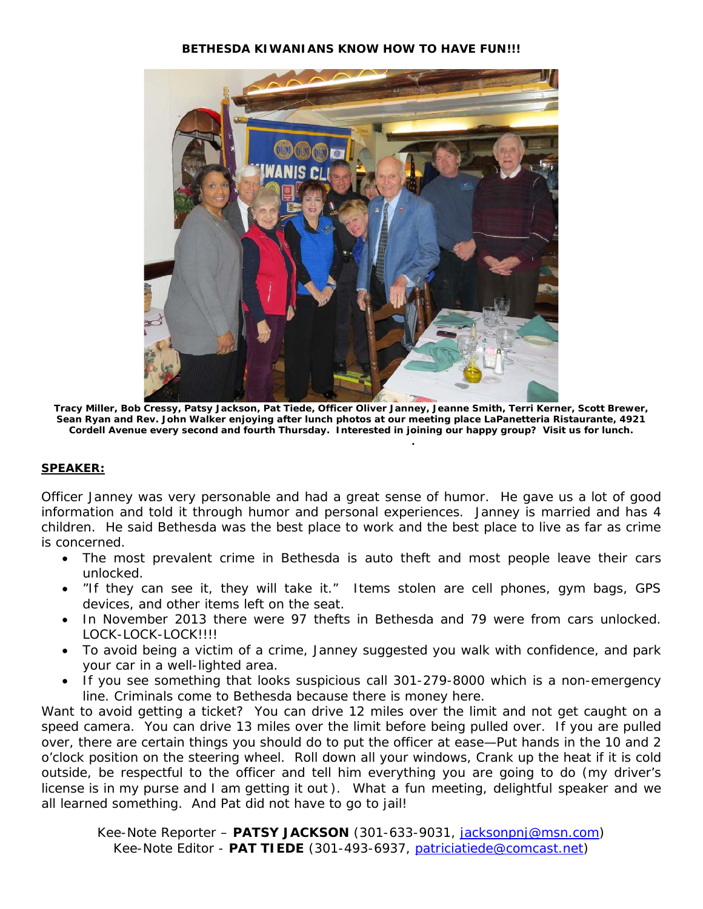**BETHESDA KIWANIANS KNOW HOW TO HAVE FUN!!!**

**Tracy Miller, Bob Cressy, Patsy Jackson, Pat Tiede, Officer Oliver Janney, Jeanne Smith, Terri Kerner, Scott Brewer, Sean Ryan and Rev. John Walker enjoying after lunch photos at our meeting place LaPanetteria Ristaurante, 4921 Cordell Avenue every second and fourth Thursday. Interested in joining our happy group? Visit us for lunch.**

**SPEAKER:**

Officer Janney was very personable and had a great sense of humor. He gave us a lot of good information and told it through humor and personal experiences. Janney is married and has 4 children. He said Bethesda was the best place to work and the best place to live as far as crime is concerned.

- The most prevalent crime in Bethesda is auto theft and most people leave their cars unlocked.
- "If they can see it, they will take it." Items stolen are cell phones, gym bags, GPS devices, and other items left on the seat.
- In November 2013 there were 97 thefts in Bethesda and 79 were from cars unlocked. LOCK-LOCK-LOCK!!!!
- To avoid being a victim of a crime, Janney suggested you walk with confidence, and park your car in a well-lighted area.
- If you see something that looks suspicious call 301-279-8000 which is a non-emergency line. Criminals come to Bethesda because there is money here.

Want to avoid getting a ticket? You can drive 12 miles over the limit and not get caught on a speed camera. You can drive 13 miles over the limit before being pulled over. If you are pulled over, there are certain things you should do to put the officer at ease—Put hands in the 10 and 2 o'clock position on the steering wheel. Roll down all your windows, Crank up the heat if it is cold outside, be respectful to the officer and tell him everything you are going to do (my driver's license is in my purse and I am getting it out). What a fun meeting, delightful speaker and we all learned something. And Pat did not have to go to jail!

Kee-Note Reporter – **PATSY JACKSON** (301-633-9031, jacksonpnj@msn.com)
Kee-Note Editor - **PAT TIEDE** (301-493-6937, patriciatiede@comcast.net)